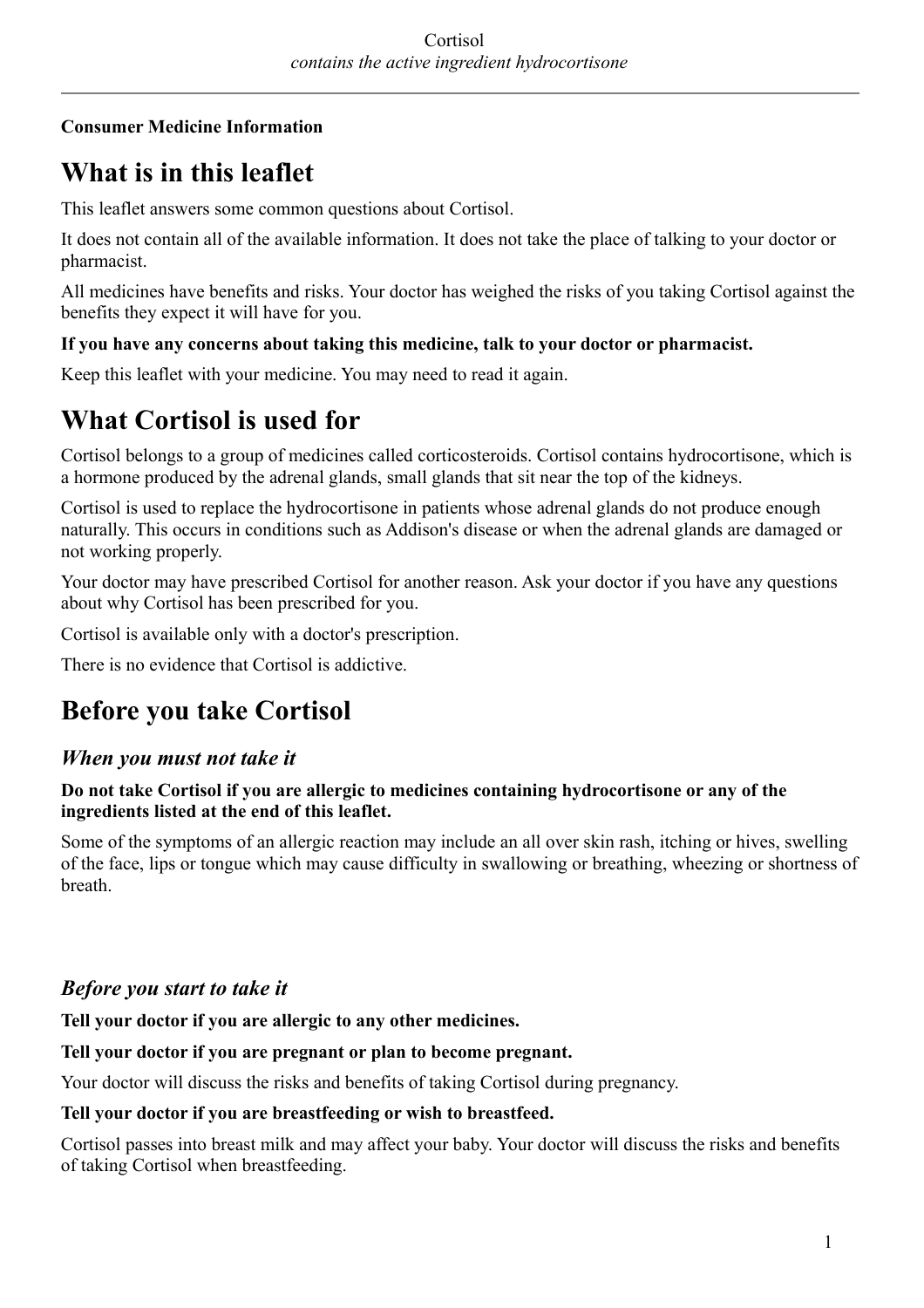Cortisol
*contains the active ingredient hydrocortisone*

**Consumer Medicine Information**

# What is in this leaflet

This leaflet answers some common questions about Cortisol.

It does not contain all of the available information. It does not take the place of talking to your doctor or pharmacist.

All medicines have benefits and risks. Your doctor has weighed the risks of you taking Cortisol against the benefits they expect it will have for you.

**If you have any concerns about taking this medicine, talk to your doctor or pharmacist.**

Keep this leaflet with your medicine. You may need to read it again.

# What Cortisol is used for

Cortisol belongs to a group of medicines called corticosteroids. Cortisol contains hydrocortisone, which is a hormone produced by the adrenal glands, small glands that sit near the top of the kidneys.

Cortisol is used to replace the hydrocortisone in patients whose adrenal glands do not produce enough naturally. This occurs in conditions such as Addison's disease or when the adrenal glands are damaged or not working properly.

Your doctor may have prescribed Cortisol for another reason. Ask your doctor if you have any questions about why Cortisol has been prescribed for you.

Cortisol is available only with a doctor's prescription.

There is no evidence that Cortisol is addictive.

# Before you take Cortisol

## *When you must not take it*

**Do not take Cortisol if you are allergic to medicines containing hydrocortisone or any of the ingredients listed at the end of this leaflet.**

Some of the symptoms of an allergic reaction may include an all over skin rash, itching or hives, swelling of the face, lips or tongue which may cause difficulty in swallowing or breathing, wheezing or shortness of breath.

## *Before you start to take it*

**Tell your doctor if you are allergic to any other medicines.**

**Tell your doctor if you are pregnant or plan to become pregnant.**

Your doctor will discuss the risks and benefits of taking Cortisol during pregnancy.

**Tell your doctor if you are breastfeeding or wish to breastfeed.**

Cortisol passes into breast milk and may affect your baby. Your doctor will discuss the risks and benefits of taking Cortisol when breastfeeding.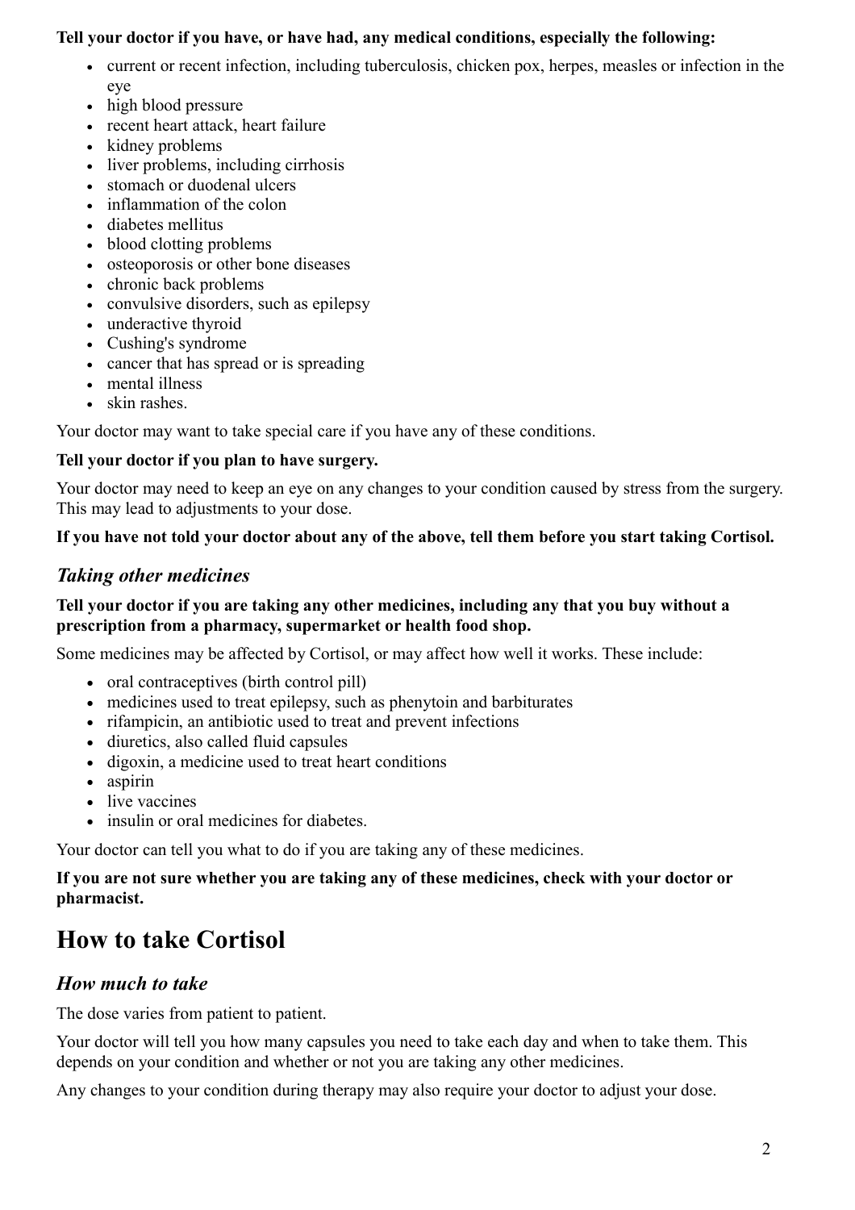**Tell your doctor if you have, or have had, any medical conditions, especially the following:**

- current or recent infection, including tuberculosis, chicken pox, herpes, measles or infection in the eye
- high blood pressure
- recent heart attack, heart failure
- kidney problems
- liver problems, including cirrhosis
- stomach or duodenal ulcers
- inflammation of the colon
- diabetes mellitus
- blood clotting problems
- osteoporosis or other bone diseases
- chronic back problems
- convulsive disorders, such as epilepsy
- underactive thyroid
- Cushing's syndrome
- cancer that has spread or is spreading
- mental illness
- skin rashes.

Your doctor may want to take special care if you have any of these conditions.

**Tell your doctor if you plan to have surgery.**

Your doctor may need to keep an eye on any changes to your condition caused by stress from the surgery. This may lead to adjustments to your dose.

**If you have not told your doctor about any of the above, tell them before you start taking Cortisol.**

### *Taking other medicines*

**Tell your doctor if you are taking any other medicines, including any that you buy without a prescription from a pharmacy, supermarket or health food shop.**

Some medicines may be affected by Cortisol, or may affect how well it works. These include:

- oral contraceptives (birth control pill)
- medicines used to treat epilepsy, such as phenytoin and barbiturates
- rifampicin, an antibiotic used to treat and prevent infections
- diuretics, also called fluid capsules
- digoxin, a medicine used to treat heart conditions
- aspirin
- live vaccines
- insulin or oral medicines for diabetes.

Your doctor can tell you what to do if you are taking any of these medicines.

**If you are not sure whether you are taking any of these medicines, check with your doctor or pharmacist.**

## How to take Cortisol

### *How much to take*

The dose varies from patient to patient.

Your doctor will tell you how many capsules you need to take each day and when to take them. This depends on your condition and whether or not you are taking any other medicines.

Any changes to your condition during therapy may also require your doctor to adjust your dose.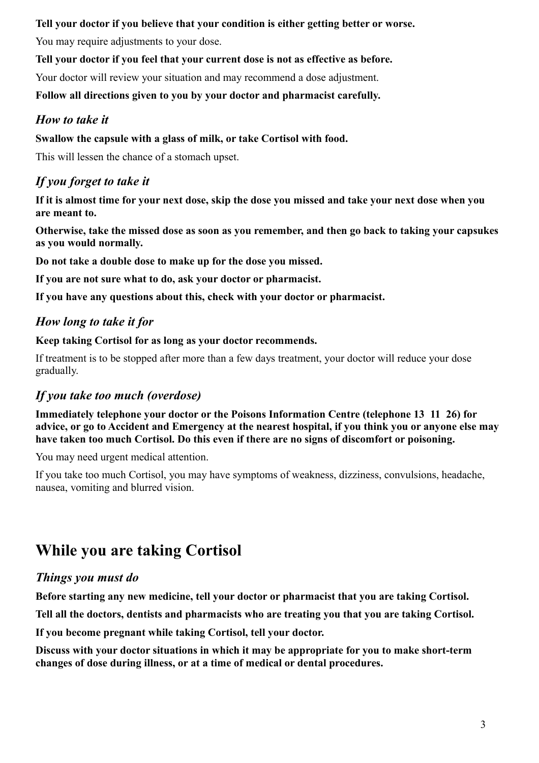**Tell your doctor if you believe that your condition is either getting better or worse.**

You may require adjustments to your dose.

**Tell your doctor if you feel that your current dose is not as effective as before.**

Your doctor will review your situation and may recommend a dose adjustment.

**Follow all directions given to you by your doctor and pharmacist carefully.**

### *How to take it*

**Swallow the capsule with a glass of milk, or take Cortisol with food.**

This will lessen the chance of a stomach upset.

### *If you forget to take it*

**If it is almost time for your next dose, skip the dose you missed and take your next dose when you are meant to.**

**Otherwise, take the missed dose as soon as you remember, and then go back to taking your capsukes as you would normally.**

**Do not take a double dose to make up for the dose you missed.**

**If you are not sure what to do, ask your doctor or pharmacist.**

**If you have any questions about this, check with your doctor or pharmacist.**

### *How long to take it for*

**Keep taking Cortisol for as long as your doctor recommends.**

If treatment is to be stopped after more than a few days treatment, your doctor will reduce your dose gradually.

### *If you take too much (overdose)*

**Immediately telephone your doctor or the Poisons Information Centre (telephone 13 11 26) for advice, or go to Accident and Emergency at the nearest hospital, if you think you or anyone else may have taken too much Cortisol. Do this even if there are no signs of discomfort or poisoning.**

You may need urgent medical attention.

If you take too much Cortisol, you may have symptoms of weakness, dizziness, convulsions, headache, nausea, vomiting and blurred vision.

## While you are taking Cortisol

### *Things you must do*

**Before starting any new medicine, tell your doctor or pharmacist that you are taking Cortisol.**

**Tell all the doctors, dentists and pharmacists who are treating you that you are taking Cortisol.**

**If you become pregnant while taking Cortisol, tell your doctor.**

**Discuss with your doctor situations in which it may be appropriate for you to make short-term changes of dose during illness, or at a time of medical or dental procedures.**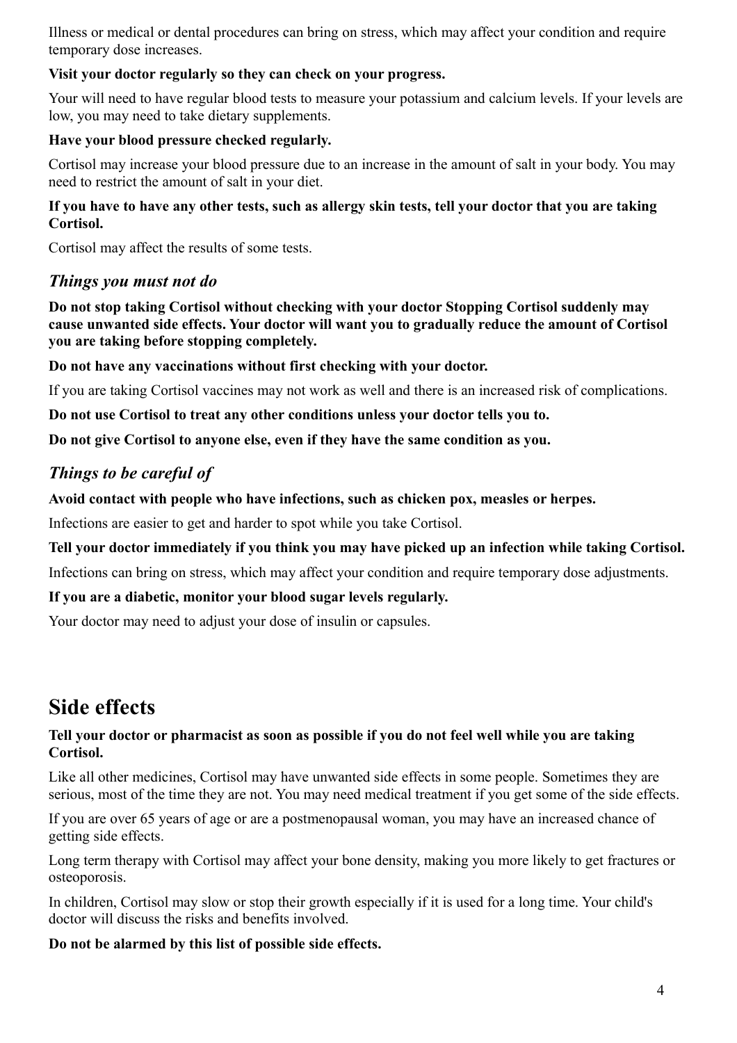Illness or medical or dental procedures can bring on stress, which may affect your condition and require temporary dose increases.

**Visit your doctor regularly so they can check on your progress.**

Your will need to have regular blood tests to measure your potassium and calcium levels. If your levels are low, you may need to take dietary supplements.

**Have your blood pressure checked regularly.**

Cortisol may increase your blood pressure due to an increase in the amount of salt in your body. You may need to restrict the amount of salt in your diet.

**If you have to have any other tests, such as allergy skin tests, tell your doctor that you are taking Cortisol.**

Cortisol may affect the results of some tests.

### *Things you must not do*

**Do not stop taking Cortisol without checking with your doctor Stopping Cortisol suddenly may cause unwanted side effects. Your doctor will want you to gradually reduce the amount of Cortisol you are taking before stopping completely.**

**Do not have any vaccinations without first checking with your doctor.**

If you are taking Cortisol vaccines may not work as well and there is an increased risk of complications.

**Do not use Cortisol to treat any other conditions unless your doctor tells you to.**

**Do not give Cortisol to anyone else, even if they have the same condition as you.**

### *Things to be careful of*

**Avoid contact with people who have infections, such as chicken pox, measles or herpes.**

Infections are easier to get and harder to spot while you take Cortisol.

**Tell your doctor immediately if you think you may have picked up an infection while taking Cortisol.**

Infections can bring on stress, which may affect your condition and require temporary dose adjustments.

**If you are a diabetic, monitor your blood sugar levels regularly.**

Your doctor may need to adjust your dose of insulin or capsules.

## Side effects

**Tell your doctor or pharmacist as soon as possible if you do not feel well while you are taking Cortisol.**

Like all other medicines, Cortisol may have unwanted side effects in some people. Sometimes they are serious, most of the time they are not. You may need medical treatment if you get some of the side effects.

If you are over 65 years of age or are a postmenopausal woman, you may have an increased chance of getting side effects.

Long term therapy with Cortisol may affect your bone density, making you more likely to get fractures or osteoporosis.

In children, Cortisol may slow or stop their growth especially if it is used for a long time. Your child's doctor will discuss the risks and benefits involved.

**Do not be alarmed by this list of possible side effects.**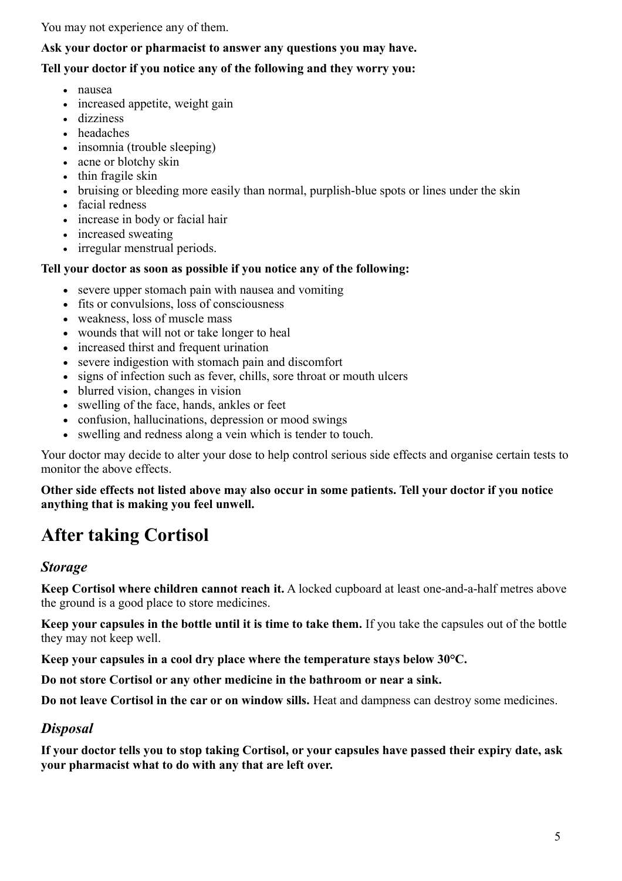You may not experience any of them.

**Ask your doctor or pharmacist to answer any questions you may have.**

**Tell your doctor if you notice any of the following and they worry you:**

- nausea
- increased appetite, weight gain
- dizziness
- headaches
- insomnia (trouble sleeping)
- acne or blotchy skin
- thin fragile skin
- bruising or bleeding more easily than normal, purplish-blue spots or lines under the skin
- facial redness
- increase in body or facial hair
- increased sweating
- irregular menstrual periods.

**Tell your doctor as soon as possible if you notice any of the following:**

- severe upper stomach pain with nausea and vomiting
- fits or convulsions, loss of consciousness
- weakness, loss of muscle mass
- wounds that will not or take longer to heal
- increased thirst and frequent urination
- severe indigestion with stomach pain and discomfort
- signs of infection such as fever, chills, sore throat or mouth ulcers
- blurred vision, changes in vision
- swelling of the face, hands, ankles or feet
- confusion, hallucinations, depression or mood swings
- swelling and redness along a vein which is tender to touch.

Your doctor may decide to alter your dose to help control serious side effects and organise certain tests to monitor the above effects.

**Other side effects not listed above may also occur in some patients. Tell your doctor if you notice anything that is making you feel unwell.**

# After taking Cortisol

## *Storage*

**Keep Cortisol where children cannot reach it.** A locked cupboard at least one-and-a-half metres above the ground is a good place to store medicines.

**Keep your capsules in the bottle until it is time to take them.** If you take the capsules out of the bottle they may not keep well.

**Keep your capsules in a cool dry place where the temperature stays below 30°C.**

**Do not store Cortisol or any other medicine in the bathroom or near a sink.**

**Do not leave Cortisol in the car or on window sills.** Heat and dampness can destroy some medicines.

## *Disposal*

**If your doctor tells you to stop taking Cortisol, or your capsules have passed their expiry date, ask your pharmacist what to do with any that are left over.**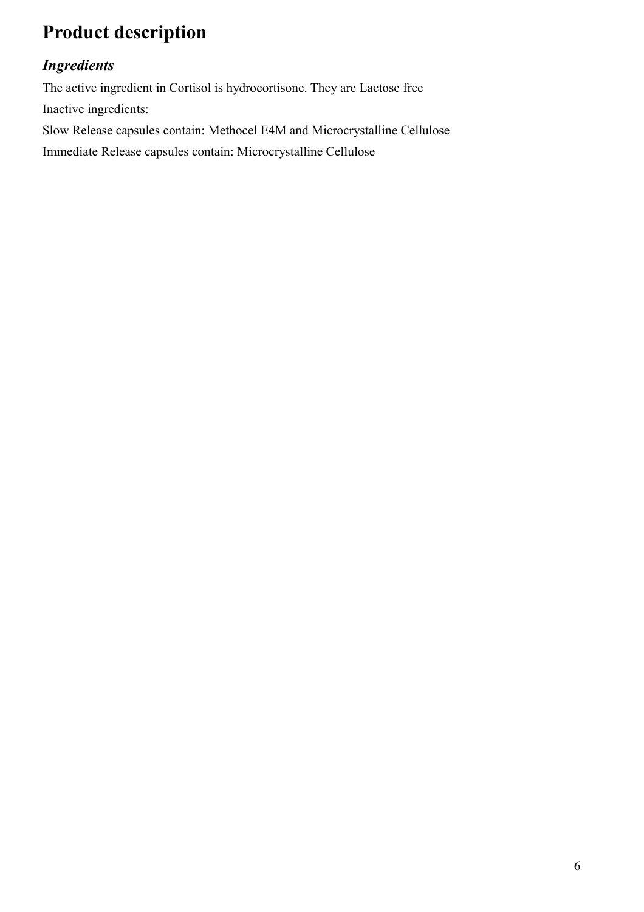# Product description

## *Ingredients*

The active ingredient in Cortisol is hydrocortisone. They are Lactose free

Inactive ingredients:

Slow Release capsules contain: Methocel E4M and Microcrystalline Cellulose

Immediate Release capsules contain: Microcrystalline Cellulose